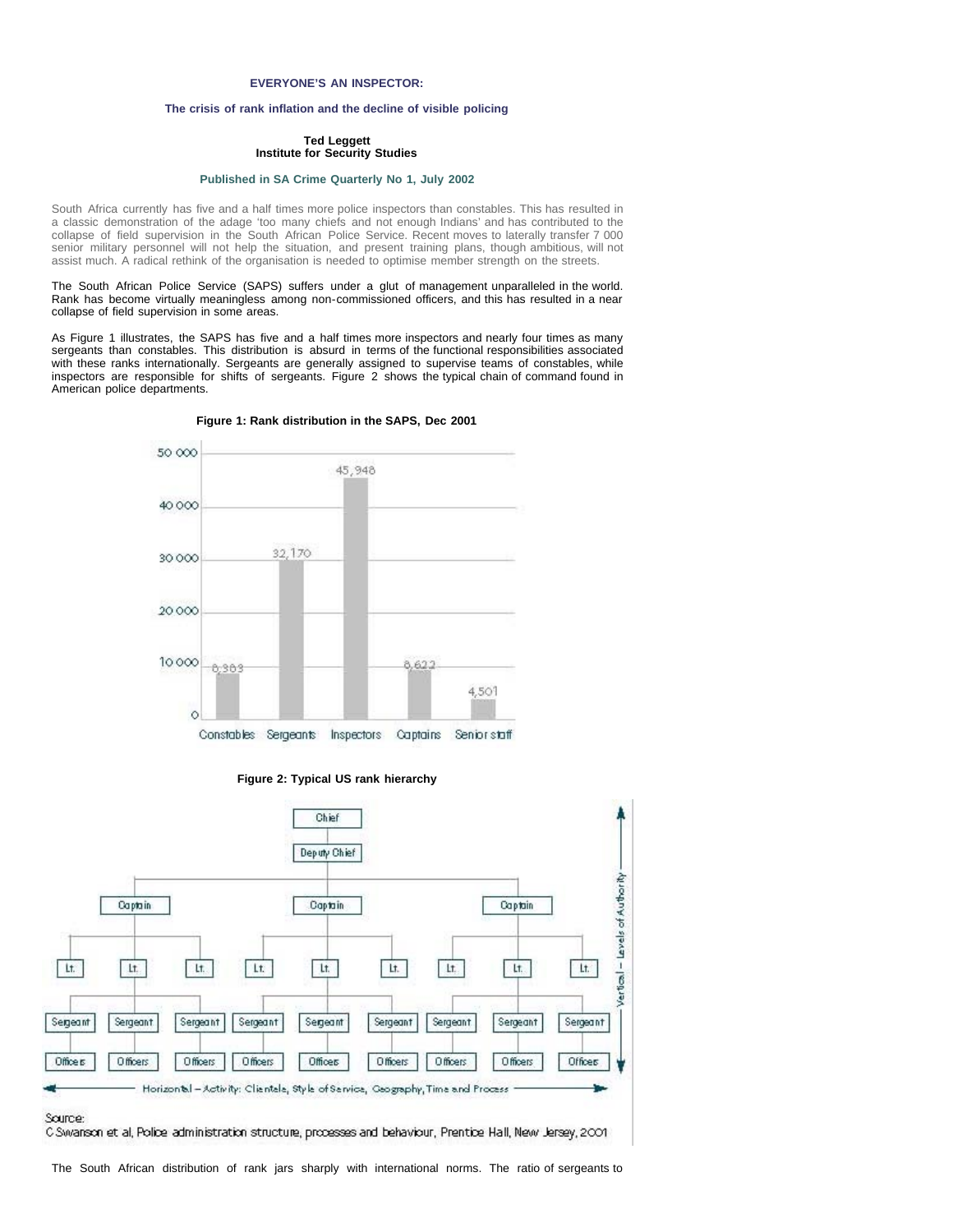# EVERYONE'S AN INSPECTOR:

## The crisis of rank inflation and the decline of visible policing

**Ted Leggett**
**Institute for Security Studies**

**Published in SA Crime Quarterly No 1, July 2002**

South Africa currently has five and a half times more police inspectors than constables. This has resulted in a classic demonstration of the adage 'too many chiefs and not enough Indians' and has contributed to the collapse of field supervision in the South African Police Service. Recent moves to laterally transfer 7 000 senior military personnel will not help the situation, and present training plans, though ambitious, will not assist much. A radical rethink of the organisation is needed to optimise member strength on the streets.

The South African Police Service (SAPS) suffers under a glut of management unparalleled in the world. Rank has become virtually meaningless among non-commissioned officers, and this has resulted in a near collapse of field supervision in some areas.

As Figure 1 illustrates, the SAPS has five and a half times more inspectors and nearly four times as many sergeants than constables. This distribution is absurd in terms of the functional responsibilities associated with these ranks internationally. Sergeants are generally assigned to supervise teams of constables, while inspectors are responsible for shifts of sergeants. Figure 2 shows the typical chain of command found in American police departments.

**Figure 1: Rank distribution in the SAPS, Dec 2001**

| Rank | Number |
|---|---|
| Constables | 8,383 |
| Sergeants | 32,170 |
| Inspectors | 45,948 |
| Captains | 8,622 |
| Senior staff | 4,501 |

**Figure 2: Typical US rank hierarchy**

Chief → Deputy Chief → Captain → Lt. → Sergeant → Officers

Vertical – Levels of Authority

Horizontal – Activity: Clientele, Style of Service, Geography, Time and Process

Source:
C Swanson et al, Police administration structure, processes and behaviour, Prentice Hall, New Jersey, 2001

The South African distribution of rank jars sharply with international norms. The ratio of sergeants to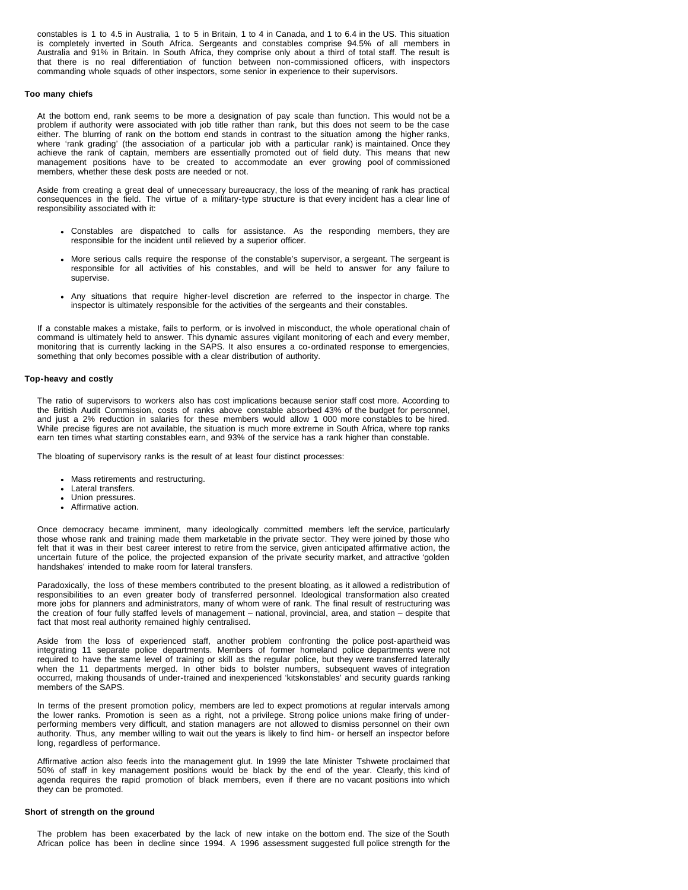constables is 1 to 4.5 in Australia, 1 to 5 in Britain, 1 to 4 in Canada, and 1 to 6.4 in the US. This situation is completely inverted in South Africa. Sergeants and constables comprise 94.5% of all members in Australia and 91% in Britain. In South Africa, they comprise only about a third of total staff. The result is that there is no real differentiation of function between non-commissioned officers, with inspectors commanding whole squads of other inspectors, some senior in experience to their supervisors.

**Too many chiefs**

At the bottom end, rank seems to be more a designation of pay scale than function. This would not be a problem if authority were associated with job title rather than rank, but this does not seem to be the case either. The blurring of rank on the bottom end stands in contrast to the situation among the higher ranks, where 'rank grading' (the association of a particular job with a particular rank) is maintained. Once they achieve the rank of captain, members are essentially promoted out of field duty. This means that new management positions have to be created to accommodate an ever growing pool of commissioned members, whether these desk posts are needed or not.

Aside from creating a great deal of unnecessary bureaucracy, the loss of the meaning of rank has practical consequences in the field. The virtue of a military-type structure is that every incident has a clear line of responsibility associated with it:

- Constables are dispatched to calls for assistance. As the responding members, they are responsible for the incident until relieved by a superior officer.
- More serious calls require the response of the constable's supervisor, a sergeant. The sergeant is responsible for all activities of his constables, and will be held to answer for any failure to supervise.
- Any situations that require higher-level discretion are referred to the inspector in charge. The inspector is ultimately responsible for the activities of the sergeants and their constables.

If a constable makes a mistake, fails to perform, or is involved in misconduct, the whole operational chain of command is ultimately held to answer. This dynamic assures vigilant monitoring of each and every member, monitoring that is currently lacking in the SAPS. It also ensures a co-ordinated response to emergencies, something that only becomes possible with a clear distribution of authority.

**Top-heavy and costly**

The ratio of supervisors to workers also has cost implications because senior staff cost more. According to the British Audit Commission, costs of ranks above constable absorbed 43% of the budget for personnel, and just a 2% reduction in salaries for these members would allow 1 000 more constables to be hired. While precise figures are not available, the situation is much more extreme in South Africa, where top ranks earn ten times what starting constables earn, and 93% of the service has a rank higher than constable.

The bloating of supervisory ranks is the result of at least four distinct processes:

- Mass retirements and restructuring.
- Lateral transfers.
- Union pressures.
- Affirmative action.

Once democracy became imminent, many ideologically committed members left the service, particularly those whose rank and training made them marketable in the private sector. They were joined by those who felt that it was in their best career interest to retire from the service, given anticipated affirmative action, the uncertain future of the police, the projected expansion of the private security market, and attractive 'golden handshakes' intended to make room for lateral transfers.

Paradoxically, the loss of these members contributed to the present bloating, as it allowed a redistribution of responsibilities to an even greater body of transferred personnel. Ideological transformation also created more jobs for planners and administrators, many of whom were of rank. The final result of restructuring was the creation of four fully staffed levels of management – national, provincial, area, and station – despite that fact that most real authority remained highly centralised.

Aside from the loss of experienced staff, another problem confronting the police post-apartheid was integrating 11 separate police departments. Members of former homeland police departments were not required to have the same level of training or skill as the regular police, but they were transferred laterally when the 11 departments merged. In other bids to bolster numbers, subsequent waves of integration occurred, making thousands of under-trained and inexperienced 'kitskonstables' and security guards ranking members of the SAPS.

In terms of the present promotion policy, members are led to expect promotions at regular intervals among the lower ranks. Promotion is seen as a right, not a privilege. Strong police unions make firing of under-performing members very difficult, and station managers are not allowed to dismiss personnel on their own authority. Thus, any member willing to wait out the years is likely to find him- or herself an inspector before long, regardless of performance.

Affirmative action also feeds into the management glut. In 1999 the late Minister Tshwete proclaimed that 50% of staff in key management positions would be black by the end of the year. Clearly, this kind of agenda requires the rapid promotion of black members, even if there are no vacant positions into which they can be promoted.

**Short of strength on the ground**

The problem has been exacerbated by the lack of new intake on the bottom end. The size of the South African police has been in decline since 1994. A 1996 assessment suggested full police strength for the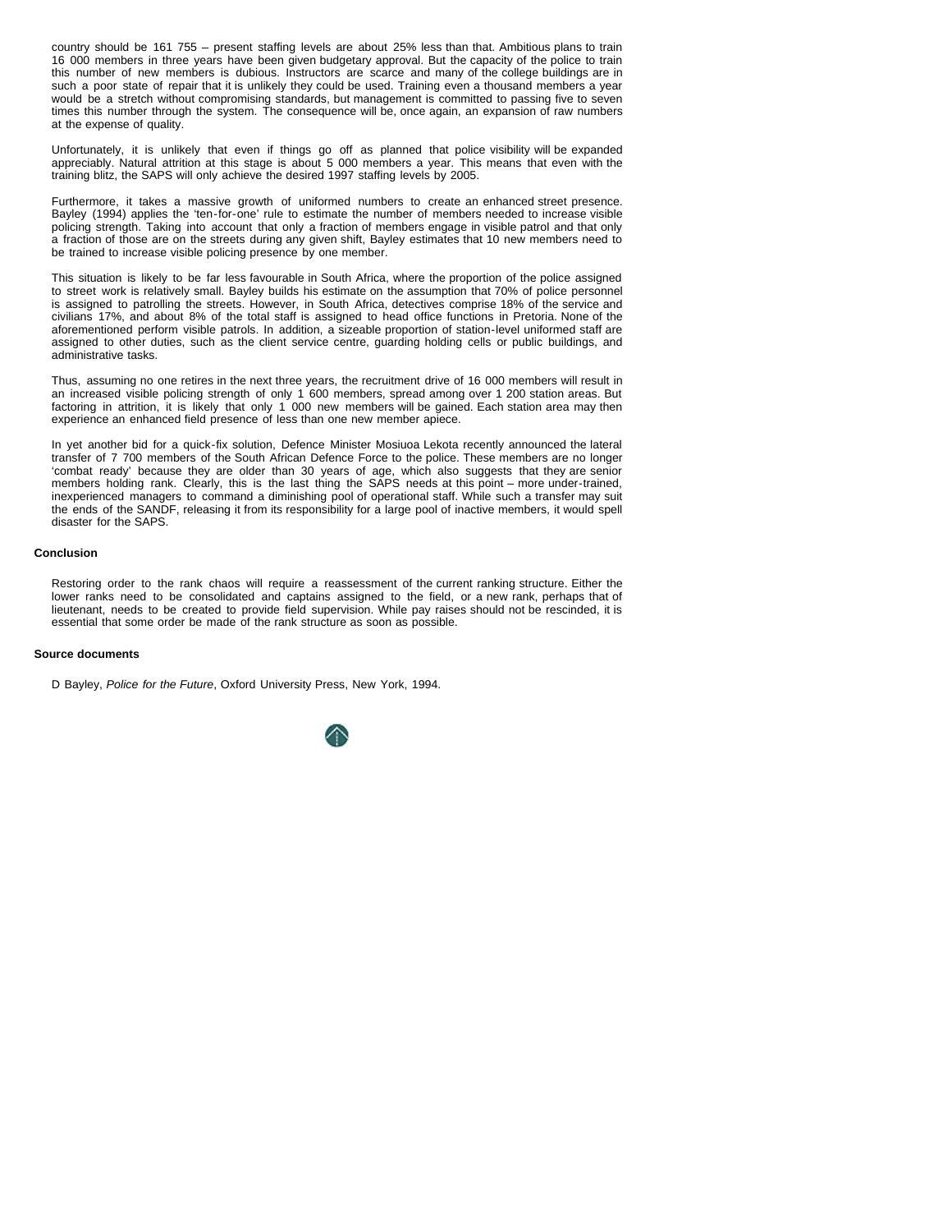country should be 161 755 – present staffing levels are about 25% less than that. Ambitious plans to train 16 000 members in three years have been given budgetary approval. But the capacity of the police to train this number of new members is dubious. Instructors are scarce and many of the college buildings are in such a poor state of repair that it is unlikely they could be used. Training even a thousand members a year would be a stretch without compromising standards, but management is committed to passing five to seven times this number through the system. The consequence will be, once again, an expansion of raw numbers at the expense of quality.

Unfortunately, it is unlikely that even if things go off as planned that police visibility will be expanded appreciably. Natural attrition at this stage is about 5 000 members a year. This means that even with the training blitz, the SAPS will only achieve the desired 1997 staffing levels by 2005.

Furthermore, it takes a massive growth of uniformed numbers to create an enhanced street presence. Bayley (1994) applies the 'ten-for-one' rule to estimate the number of members needed to increase visible policing strength. Taking into account that only a fraction of members engage in visible patrol and that only a fraction of those are on the streets during any given shift, Bayley estimates that 10 new members need to be trained to increase visible policing presence by one member.

This situation is likely to be far less favourable in South Africa, where the proportion of the police assigned to street work is relatively small. Bayley builds his estimate on the assumption that 70% of police personnel is assigned to patrolling the streets. However, in South Africa, detectives comprise 18% of the service and civilians 17%, and about 8% of the total staff is assigned to head office functions in Pretoria. None of the aforementioned perform visible patrols. In addition, a sizeable proportion of station-level uniformed staff are assigned to other duties, such as the client service centre, guarding holding cells or public buildings, and administrative tasks.

Thus, assuming no one retires in the next three years, the recruitment drive of 16 000 members will result in an increased visible policing strength of only 1 600 members, spread among over 1 200 station areas. But factoring in attrition, it is likely that only 1 000 new members will be gained. Each station area may then experience an enhanced field presence of less than one new member apiece.

In yet another bid for a quick-fix solution, Defence Minister Mosiuoa Lekota recently announced the lateral transfer of 7 700 members of the South African Defence Force to the police. These members are no longer 'combat ready' because they are older than 30 years of age, which also suggests that they are senior members holding rank. Clearly, this is the last thing the SAPS needs at this point – more under-trained, inexperienced managers to command a diminishing pool of operational staff. While such a transfer may suit the ends of the SANDF, releasing it from its responsibility for a large pool of inactive members, it would spell disaster for the SAPS.

**Conclusion**

Restoring order to the rank chaos will require a reassessment of the current ranking structure. Either the lower ranks need to be consolidated and captains assigned to the field, or a new rank, perhaps that of lieutenant, needs to be created to provide field supervision. While pay raises should not be rescinded, it is essential that some order be made of the rank structure as soon as possible.

**Source documents**

D Bayley, *Police for the Future*, Oxford University Press, New York, 1994.